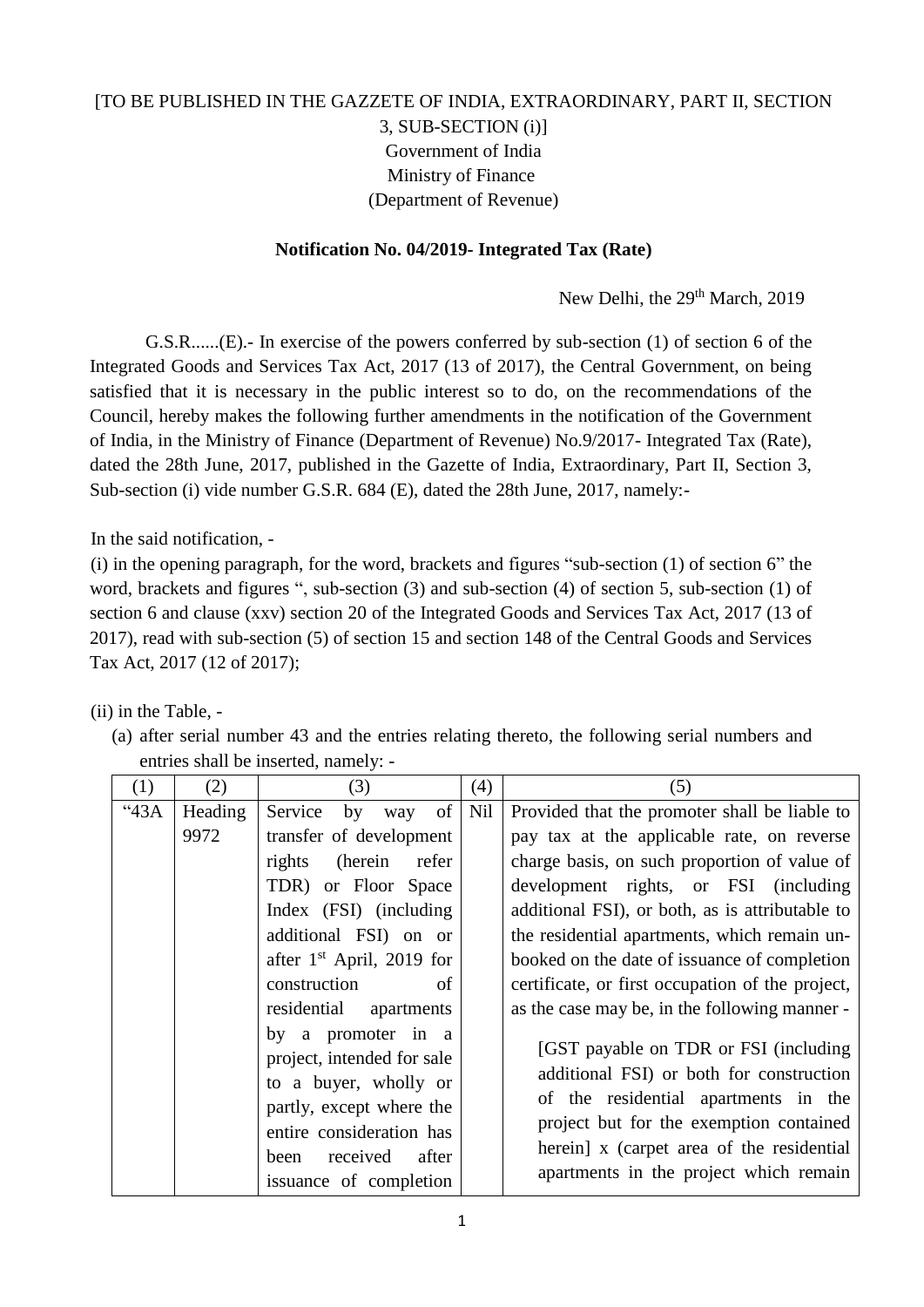[TO BE PUBLISHED IN THE GAZZETE OF INDIA, EXTRAORDINARY, PART II, SECTION 3, SUB-SECTION (i)]
Government of India
Ministry of Finance
(Department of Revenue)

**Notification No. 04/2019- Integrated Tax (Rate)**

New Delhi, the 29th March, 2019

G.S.R......(E).- In exercise of the powers conferred by sub-section (1) of section 6 of the Integrated Goods and Services Tax Act, 2017 (13 of 2017), the Central Government, on being satisfied that it is necessary in the public interest so to do, on the recommendations of the Council, hereby makes the following further amendments in the notification of the Government of India, in the Ministry of Finance (Department of Revenue) No.9/2017- Integrated Tax (Rate), dated the 28th June, 2017, published in the Gazette of India, Extraordinary, Part II, Section 3, Sub-section (i) vide number G.S.R. 684 (E), dated the 28th June, 2017, namely:-

In the said notification, -

(i) in the opening paragraph, for the word, brackets and figures "sub-section (1) of section 6" the word, brackets and figures ", sub-section (3) and sub-section (4) of section 5, sub-section (1) of section 6 and clause (xxv) section 20 of the Integrated Goods and Services Tax Act, 2017 (13 of 2017), read with sub-section (5) of section 15 and section 148 of the Central Goods and Services Tax Act, 2017 (12 of 2017);

(ii) in the Table, -

(a) after serial number 43 and the entries relating thereto, the following serial numbers and entries shall be inserted, namely: -

| (1) | (2) | (3) | (4) | (5) |
|---|---|---|---|---|
| "43A | Heading 9972 | Service by way of transfer of development rights (herein refer TDR) or Floor Space Index (FSI) (including additional FSI) on or after 1st April, 2019 for construction of residential apartments by a promoter in a project, intended for sale to a buyer, wholly or partly, except where the entire consideration has been received after issuance of completion | Nil | Provided that the promoter shall be liable to pay tax at the applicable rate, on reverse charge basis, on such proportion of value of development rights, or FSI (including additional FSI), or both, as is attributable to the residential apartments, which remain un-booked on the date of issuance of completion certificate, or first occupation of the project, as the case may be, in the following manner - [GST payable on TDR or FSI (including additional FSI) or both for construction of the residential apartments in the project but for the exemption contained herein] x (carpet area of the residential apartments in the project which remain |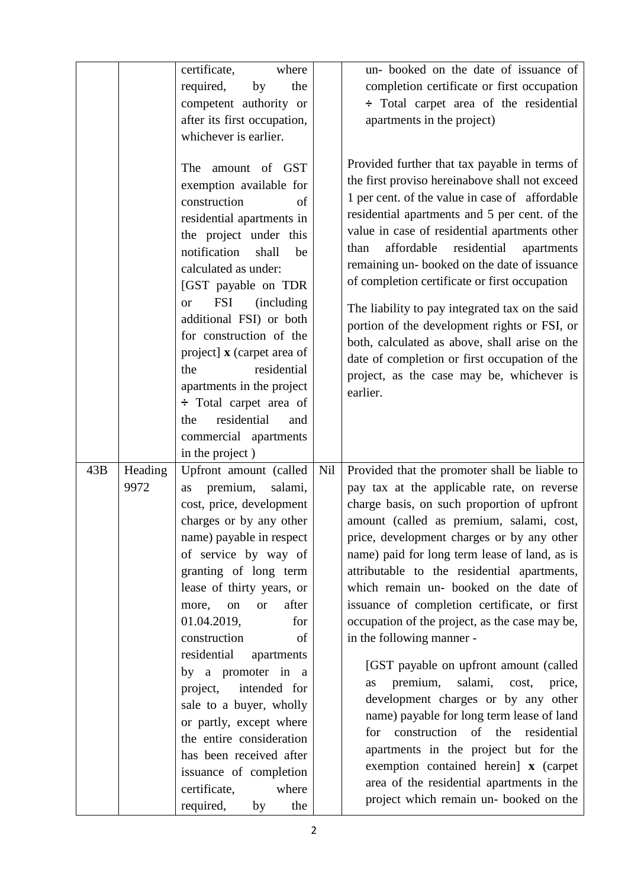| | | | | |
|---|---|---|---|---|
| | | certificate, where required, by the competent authority or after its first occupation, whichever is earlier.<br><br>The amount of GST exemption available for construction of residential apartments in the project under this notification shall be calculated as under:<br>[GST payable on TDR or FSI (including additional FSI) or both for construction of the project] **x** (carpet area of the residential apartments in the project ÷ Total carpet area of the residential and commercial apartments in the project ) | | un- booked on the date of issuance of completion certificate or first occupation ÷ Total carpet area of the residential apartments in the project)<br><br>Provided further that tax payable in terms of the first proviso hereinabove shall not exceed 1 per cent. of the value in case of affordable residential apartments and 5 per cent. of the value in case of residential apartments other than affordable residential apartments remaining un- booked on the date of issuance of completion certificate or first occupation<br><br>The liability to pay integrated tax on the said portion of the development rights or FSI, or both, calculated as above, shall arise on the date of completion or first occupation of the project, as the case may be, whichever is earlier. |
| 43B | Heading 9972 | Upfront amount (called as premium, salami, cost, price, development charges or by any other name) payable in respect of service by way of granting of long term lease of thirty years, or more, on or after 01.04.2019, for construction of residential apartments by a promoter in a project, intended for sale to a buyer, wholly or partly, except where the entire consideration has been received after issuance of completion certificate, where required, by the | Nil | Provided that the promoter shall be liable to pay tax at the applicable rate, on reverse charge basis, on such proportion of upfront amount (called as premium, salami, cost, price, development charges or by any other name) paid for long term lease of land, as is attributable to the residential apartments, which remain un- booked on the date of issuance of completion certificate, or first occupation of the project, as the case may be, in the following manner -<br><br>[GST payable on upfront amount (called as premium, salami, cost, price, development charges or by any other name) payable for long term lease of land for construction of the residential apartments in the project but for the exemption contained herein] **x** (carpet area of the residential apartments in the project which remain un- booked on the |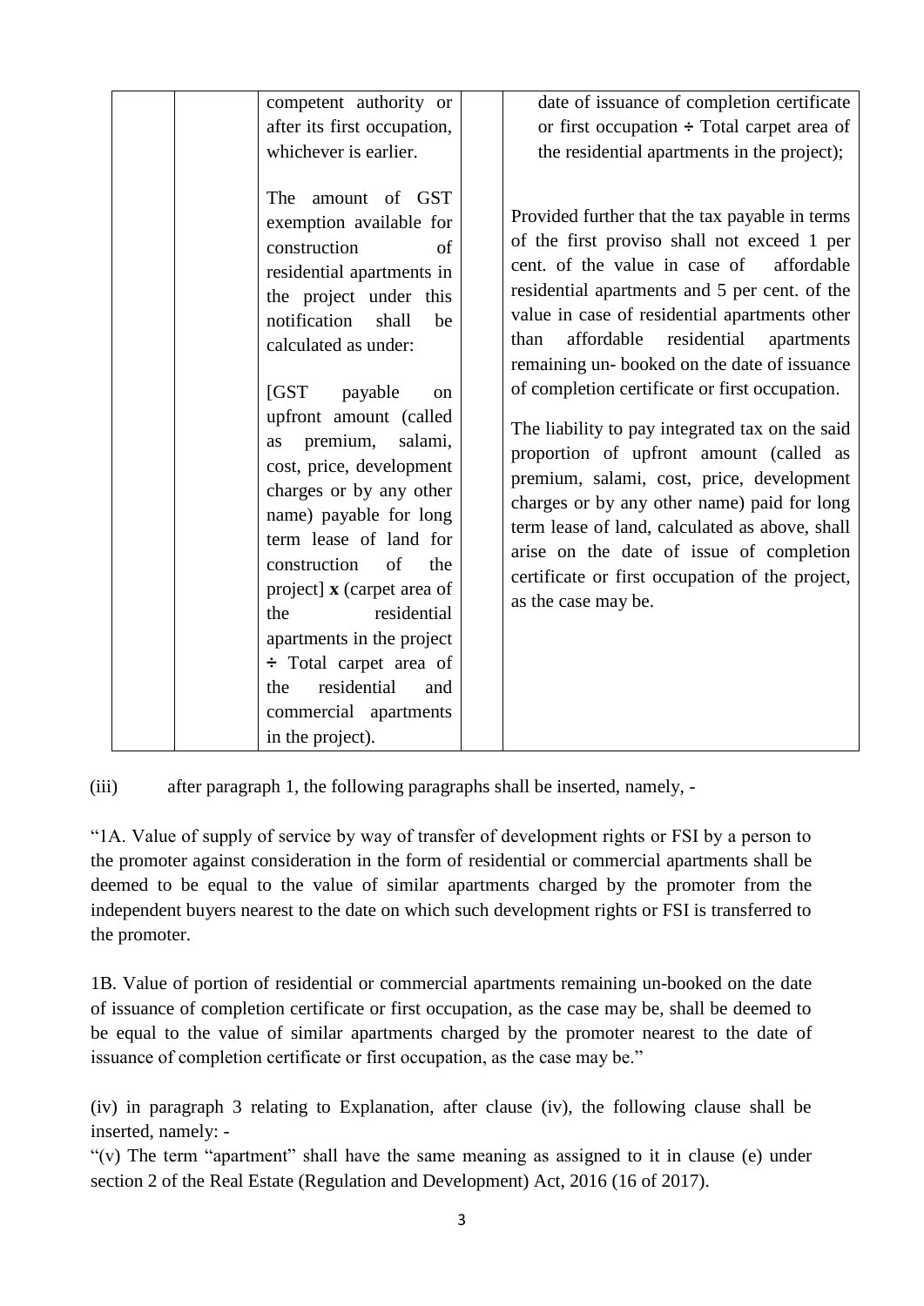| | | competent authority or after its first occupation, whichever is earlier.<br><br>The amount of GST exemption available for construction of residential apartments in the project under this notification shall be calculated as under:<br><br>[GST payable on upfront amount (called as premium, salami, cost, price, development charges or by any other name) payable for long term lease of land for construction of the project] **x** (carpet area of the residential apartments in the project ÷ Total carpet area of the residential and commercial apartments in the project). | | date of issuance of completion certificate or first occupation ÷ Total carpet area of the residential apartments in the project);<br><br>Provided further that the tax payable in terms of the first proviso shall not exceed 1 per cent. of the value in case of affordable residential apartments and 5 per cent. of the value in case of residential apartments other than affordable residential apartments remaining un- booked on the date of issuance of completion certificate or first occupation.<br><br>The liability to pay integrated tax on the said proportion of upfront amount (called as premium, salami, cost, price, development charges or by any other name) paid for long term lease of land, calculated as above, shall arise on the date of issue of completion certificate or first occupation of the project, as the case may be. |
|---|---|---|---|---|

(iii) after paragraph 1, the following paragraphs shall be inserted, namely, -

"1A. Value of supply of service by way of transfer of development rights or FSI by a person to the promoter against consideration in the form of residential or commercial apartments shall be deemed to be equal to the value of similar apartments charged by the promoter from the independent buyers nearest to the date on which such development rights or FSI is transferred to the promoter.

1B. Value of portion of residential or commercial apartments remaining un-booked on the date of issuance of completion certificate or first occupation, as the case may be, shall be deemed to be equal to the value of similar apartments charged by the promoter nearest to the date of issuance of completion certificate or first occupation, as the case may be."

(iv) in paragraph 3 relating to Explanation, after clause (iv), the following clause shall be inserted, namely: -

"(v) The term "apartment" shall have the same meaning as assigned to it in clause (e) under section 2 of the Real Estate (Regulation and Development) Act, 2016 (16 of 2017).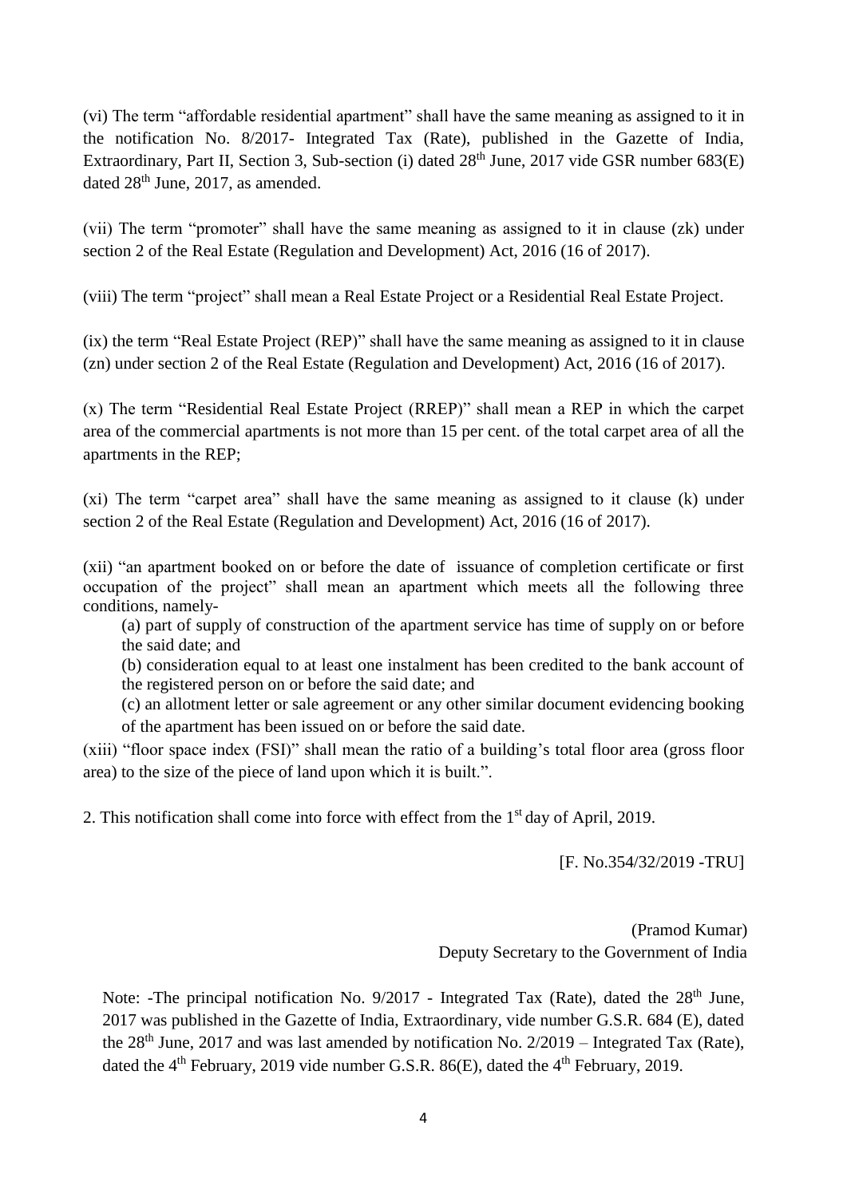(vi) The term "affordable residential apartment" shall have the same meaning as assigned to it in the notification No. 8/2017- Integrated Tax (Rate), published in the Gazette of India, Extraordinary, Part II, Section 3, Sub-section (i) dated 28th June, 2017 vide GSR number 683(E) dated 28th June, 2017, as amended.

(vii) The term "promoter" shall have the same meaning as assigned to it in clause (zk) under section 2 of the Real Estate (Regulation and Development) Act, 2016 (16 of 2017).

(viii) The term "project" shall mean a Real Estate Project or a Residential Real Estate Project.

(ix) the term "Real Estate Project (REP)" shall have the same meaning as assigned to it in clause (zn) under section 2 of the Real Estate (Regulation and Development) Act, 2016 (16 of 2017).

(x) The term "Residential Real Estate Project (RREP)" shall mean a REP in which the carpet area of the commercial apartments is not more than 15 per cent. of the total carpet area of all the apartments in the REP;

(xi) The term "carpet area" shall have the same meaning as assigned to it clause (k) under section 2 of the Real Estate (Regulation and Development) Act, 2016 (16 of 2017).

(xii) "an apartment booked on or before the date of issuance of completion certificate or first occupation of the project" shall mean an apartment which meets all the following three conditions, namely-

(a) part of supply of construction of the apartment service has time of supply on or before the said date; and

(b) consideration equal to at least one instalment has been credited to the bank account of the registered person on or before the said date; and

(c) an allotment letter or sale agreement or any other similar document evidencing booking of the apartment has been issued on or before the said date.

(xiii) "floor space index (FSI)" shall mean the ratio of a building's total floor area (gross floor area) to the size of the piece of land upon which it is built.".

2. This notification shall come into force with effect from the 1st day of April, 2019.

[F. No.354/32/2019 -TRU]

(Pramod Kumar)
Deputy Secretary to the Government of India

Note: -The principal notification No. 9/2017 - Integrated Tax (Rate), dated the 28th June, 2017 was published in the Gazette of India, Extraordinary, vide number G.S.R. 684 (E), dated the 28th June, 2017 and was last amended by notification No. 2/2019 – Integrated Tax (Rate), dated the 4th February, 2019 vide number G.S.R. 86(E), dated the 4th February, 2019.